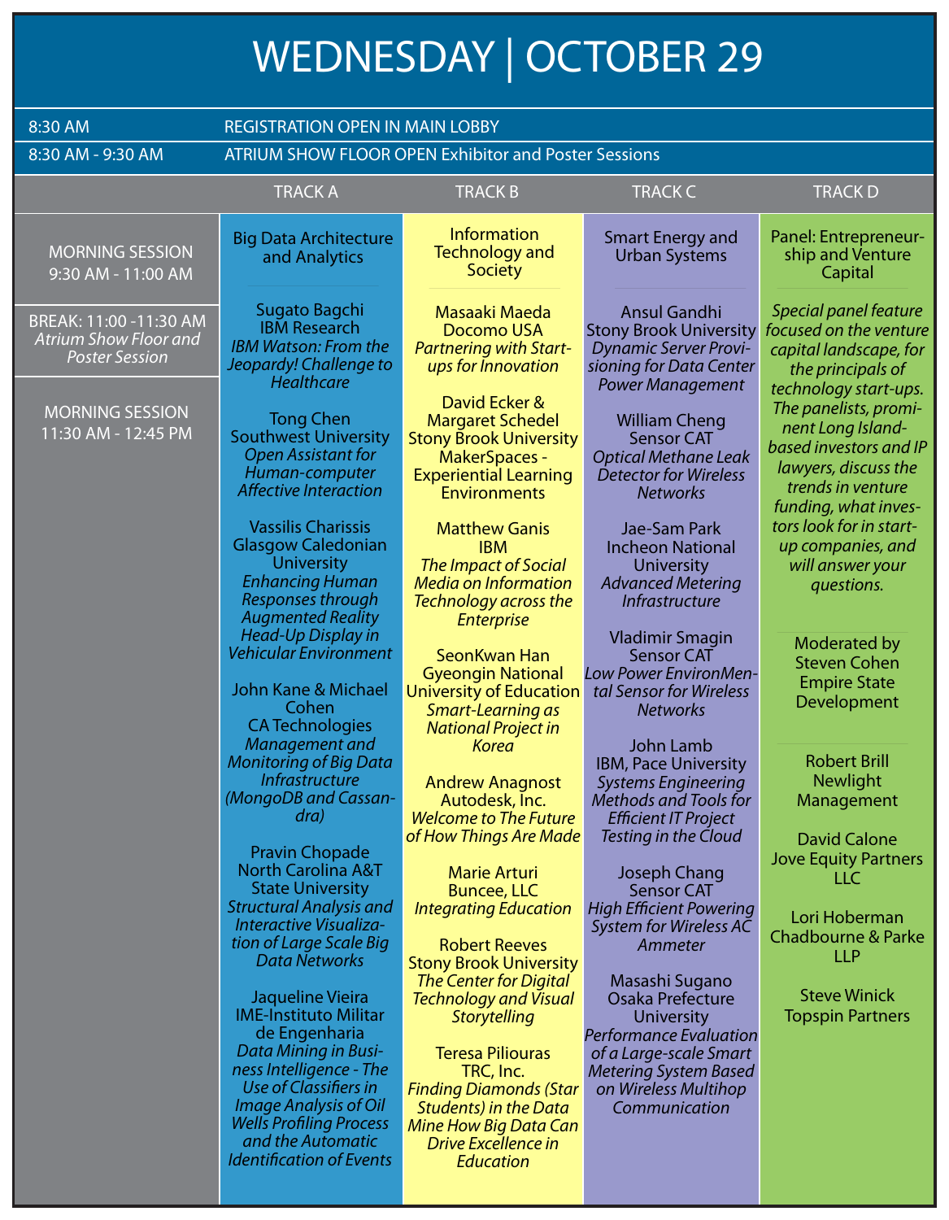# WEDNESDAY | OCTOBER 29

| | |
|---|---|
| 8:30 AM | REGISTRATION OPEN IN MAIN LOBBY |
| 8:30 AM - 9:30 AM | ATRIUM SHOW FLOOR OPEN Exhibitor and Poster Sessions |

**MORNING SESSION** 9:30 AM - 11:00 AM

**BREAK: 11:00 -11:30 AM** *Atrium Show Floor and Poster Session*

**MORNING SESSION** 11:30 AM - 12:45 PM

## TRACK A

### Big Data Architecture and Analytics

Sugato Bagchi
IBM Research
*IBM Watson: From the Jeopardy! Challenge to Healthcare*

Tong Chen
Southwest University
*Open Assistant for Human-computer Affective Interaction*

Vassilis Charissis
Glasgow Caledonian University
*Enhancing Human Responses through Augmented Reality Head-Up Display in Vehicular Environment*

John Kane & Michael Cohen
CA Technologies
*Management and Monitoring of Big Data Infrastructure (MongoDB and Cassandra)*

Pravin Chopade
North Carolina A&T State University
*Structural Analysis and Interactive Visualization of Large Scale Big Data Networks*

Jaqueline Vieira
IME-Instituto Militar de Engenharia
*Data Mining in Business Intelligence - The Use of Classifiers in Image Analysis of Oil Wells Profiling Process and the Automatic Identification of Events*

## TRACK B

### Information Technology and Society

Masaaki Maeda
Docomo USA
*Partnering with Start-ups for Innovation*

David Ecker & Margaret Schedel
Stony Brook University
MakerSpaces - Experiential Learning Environments

Matthew Ganis
IBM
*The Impact of Social Media on Information Technology across the Enterprise*

SeonKwan Han
Gyeongin National University of Education
*Smart-Learning as National Project in Korea*

Andrew Anagnost
Autodesk, Inc.
*Welcome to The Future of How Things Are Made*

Marie Arturi
Buncee, LLC
*Integrating Education*

Robert Reeves
Stony Brook University
*The Center for Digital Technology and Visual Storytelling*

Teresa Piliouras
TRC, Inc.
*Finding Diamonds (Star Students) in the Data Mine How Big Data Can Drive Excellence in Education*

## TRACK C

### Smart Energy and Urban Systems

Ansul Gandhi
Stony Brook University
*Dynamic Server Provisioning for Data Center Power Management*

William Cheng
Sensor CAT
*Optical Methane Leak Detector for Wireless Networks*

Jae-Sam Park
Incheon National University
*Advanced Metering Infrastructure*

Vladimir Smagin
Sensor CAT
*Low Power EnvironMental Sensor for Wireless Networks*

John Lamb
IBM, Pace University
*Systems Engineering Methods and Tools for Efficient IT Project Testing in the Cloud*

Joseph Chang
Sensor CAT
*High Efficient Powering System for Wireless AC Ammeter*

Masashi Sugano
Osaka Prefecture University
*Performance Evaluation of a Large-scale Smart Metering System Based on Wireless Multihop Communication*

## TRACK D

### Panel: Entrepreneurship and Venture Capital

*Special panel feature focused on the venture capital landscape, for the principals of technology start-ups. The panelists, prominent Long Island-based investors and IP lawyers, discuss the trends in venture funding, what investors look for in start-up companies, and will answer your questions.*

Moderated by
Steven Cohen
Empire State Development

Robert Brill
Newlight Management

David Calone
Jove Equity Partners LLC

Lori Hoberman
Chadbourne & Parke LLP

Steve Winick
Topspin Partners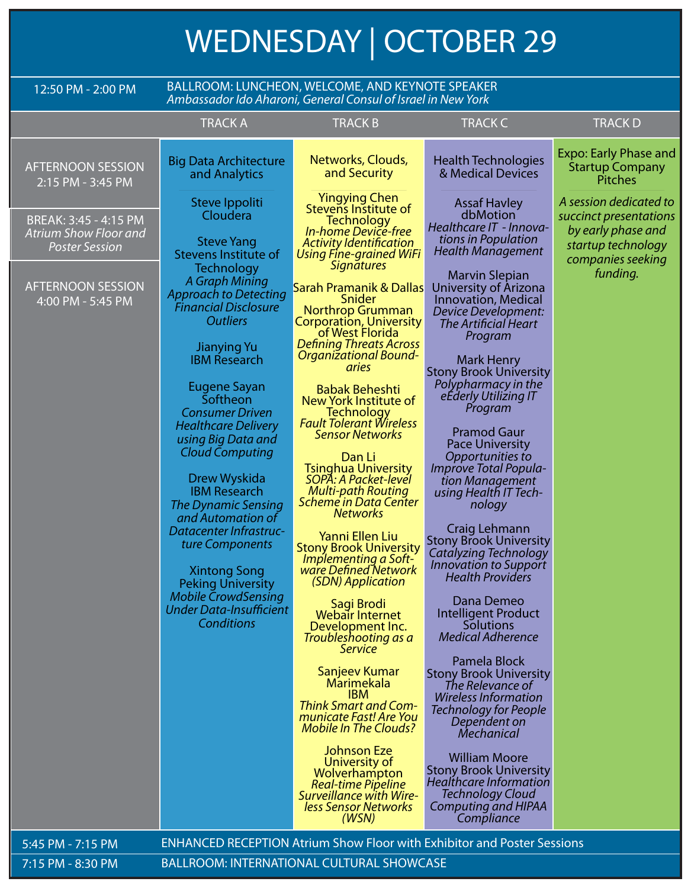# WEDNESDAY | OCTOBER 29

**12:50 PM - 2:00 PM** — BALLROOM: LUNCHEON, WELCOME, AND KEYNOTE SPEAKER
*Ambassador Ido Aharoni, General Consul of Israel in New York*

**AFTERNOON SESSION** 2:15 PM - 3:45 PM

**BREAK: 3:45 - 4:15 PM** *Atrium Show Floor and Poster Session*

**AFTERNOON SESSION** 4:00 PM - 5:45 PM

## TRACK A

### Big Data Architecture and Analytics

Steve Ippoliti
Cloudera

Steve Yang
Stevens Institute of Technology
*A Graph Mining Approach to Detecting Financial Disclosure Outliers*

Jianying Yu
IBM Research

Eugene Sayan
Softheon
*Consumer Driven Healthcare Delivery using Big Data and Cloud Computing*

Drew Wyskida
IBM Research
*The Dynamic Sensing and Automation of Datacenter Infrastructure Components*

Xintong Song
Peking University
*Mobile CrowdSensing Under Data-Insufficient Conditions*

## TRACK B

### Networks, Clouds, and Security

Yingying Chen
Stevens Institute of Technology
*In-home Device-free Activity Identification Using Fine-grained WiFi Signatures*

Sarah Pramanik & Dallas Snider
Northrop Grumman Corporation, University of West Florida
*Defining Threats Across Organizational Boundaries*

Babak Beheshti
New York Institute of Technology
*Fault Tolerant Wireless Sensor Networks*

Dan Li
Tsinghua University
*SOPA: A Packet-level Multi-path Routing Scheme in Data Center Networks*

Yanni Ellen Liu
Stony Brook University
*Implementing a Software Defined Network (SDN) Application*

Sagi Brodi
Webair Internet Development Inc.
*Troubleshooting as a Service*

Sanjeev Kumar Marimekala
IBM
*Think Smart and Communicate Fast! Are You Mobile In The Clouds?*

Johnson Eze
University of Wolverhampton
*Real-time Pipeline Surveillance with Wireless Sensor Networks (WSN)*

## TRACK C

### Health Technologies & Medical Devices

Assaf Havley
dbMotion
*Healthcare IT - Innovations in Population Health Management*

Marvin Slepian
University of Arizona
Innovation, Medical *Device Development: The Artificial Heart Program*

Mark Henry
Stony Brook University
*Polypharmacy in the eEderly Utilizing IT Program*

Pramod Gaur
Pace University
*Opportunities to Improve Total Population Management using Health IT Technology*

Craig Lehmann
Stony Brook University
*Catalyzing Technology Innovation to Support Health Providers*

Dana Demeo
Intelligent Product Solutions
*Medical Adherence*

Pamela Block
Stony Brook University
*The Relevance of Wireless Information Technology for People Dependent on Mechanical*

William Moore
Stony Brook University
*Healthcare Information Technology Cloud Computing and HIPAA Compliance*

## TRACK D

### Expo: Early Phase and Startup Company Pitches

*A session dedicated to succinct presentations by early phase and startup technology companies seeking funding.*

---

**5:45 PM - 7:15 PM** — ENHANCED RECEPTION Atrium Show Floor with Exhibitor and Poster Sessions

**7:15 PM - 8:30 PM** — BALLROOM: INTERNATIONAL CULTURAL SHOWCASE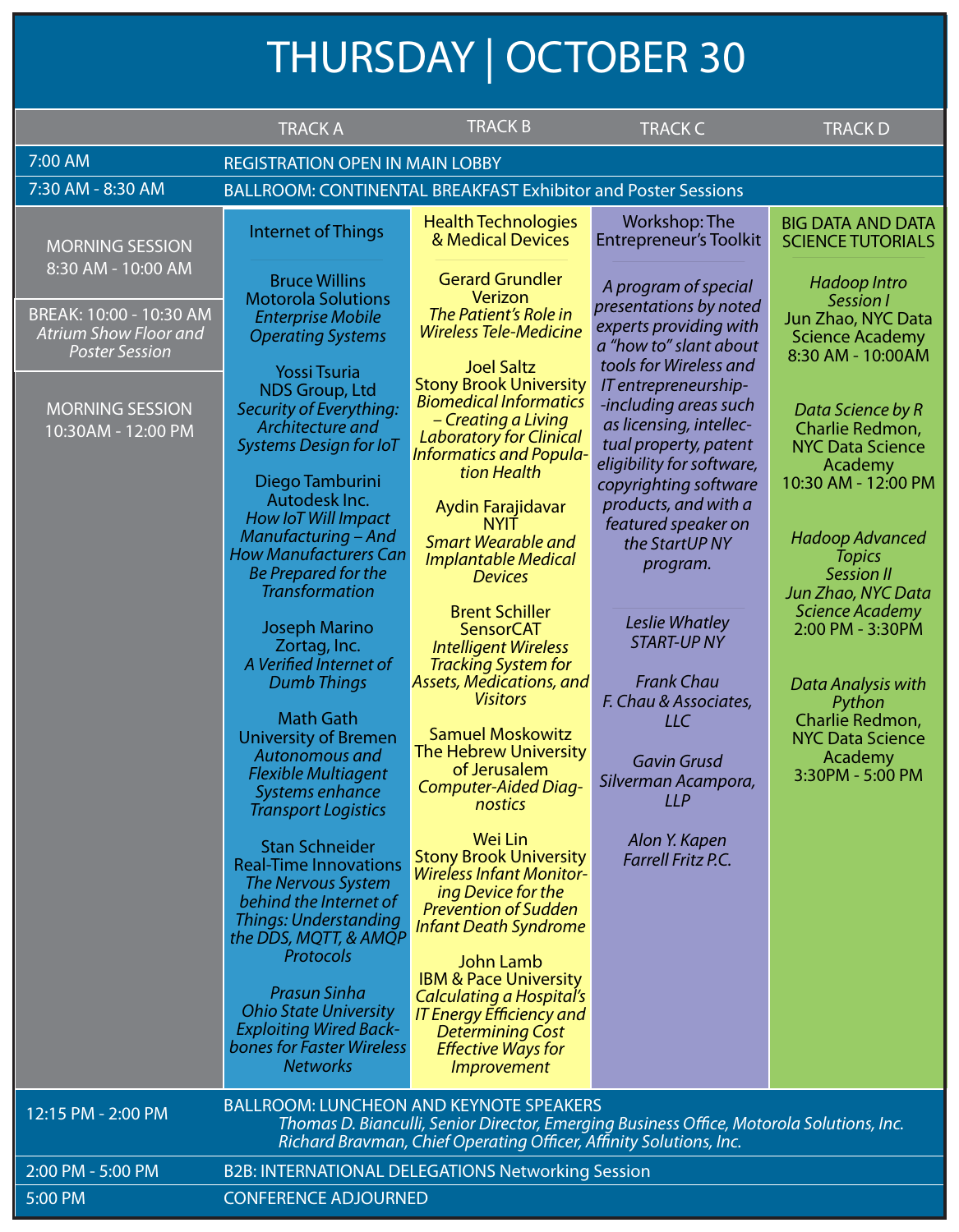# THURSDAY | OCTOBER 30

| | TRACK A | TRACK B | TRACK C | TRACK D |
|---|---|---|---|---|
| 7:00 AM | REGISTRATION OPEN IN MAIN LOBBY | | | |
| 7:30 AM - 8:30 AM | BALLROOM: CONTINENTAL BREAKFAST Exhibitor and Poster Sessions | | | |
| MORNING SESSION 8:30 AM - 10:00 AM<br><br>BREAK: 10:00 - 10:30 AM *Atrium Show Floor and Poster Session*<br><br>MORNING SESSION 10:30AM - 12:00 PM | Internet of Things<br><br>Bruce Willins<br>Motorola Solutions<br>*Enterprise Mobile Operating Systems*<br><br>Yossi Tsuria<br>NDS Group, Ltd<br>*Security of Everything: Architecture and Systems Design for IoT*<br><br>Diego Tamburini<br>Autodesk Inc.<br>*How IoT Will Impact Manufacturing – And How Manufacturers Can Be Prepared for the Transformation*<br><br>Joseph Marino<br>Zortag, Inc.<br>*A Verified Internet of Dumb Things*<br><br>Math Gath<br>University of Bremen<br>*Autonomous and Flexible Multiagent Systems enhance Transport Logistics*<br><br>Stan Schneider<br>Real-Time Innovations<br>*The Nervous System behind the Internet of Things: Understanding the DDS, MQTT, & AMQP Protocols*<br><br>*Prasun Sinha*<br>*Ohio State University*<br>*Exploiting Wired Backbones for Faster Wireless Networks* | Health Technologies & Medical Devices<br><br>Gerard Grundler<br>Verizon<br>*The Patient's Role in Wireless Tele-Medicine*<br><br>Joel Saltz<br>Stony Brook University<br>*Biomedical Informatics – Creating a Living Laboratory for Clinical Informatics and Population Health*<br><br>Aydin Farajidavar<br>NYIT<br>*Smart Wearable and Implantable Medical Devices*<br><br>Brent Schiller<br>SensorCAT<br>*Intelligent Wireless Tracking System for Assets, Medications, and Visitors*<br><br>Samuel Moskowitz<br>The Hebrew University of Jerusalem<br>*Computer-Aided Diagnostics*<br><br>Wei Lin<br>Stony Brook University<br>*Wireless Infant Monitoring Device for the Prevention of Sudden Infant Death Syndrome*<br><br>John Lamb<br>IBM & Pace University<br>*Calculating a Hospital's IT Energy Efficiency and Determining Cost Effective Ways for Improvement* | Workshop: The Entrepreneur's Toolkit<br><br>*A program of special presentations by noted experts providing with a "how to" slant about tools for Wireless and IT entrepreneurship--including areas such as licensing, intellectual property, patent eligibility for software, copyrighting software products, and with a featured speaker on the StartUP NY program.*<br><br>*Leslie Whatley*<br>*START-UP NY*<br><br>*Frank Chau*<br>*F. Chau & Associates, LLC*<br><br>*Gavin Grusd*<br>*Silverman Acampora, LLP*<br><br>*Alon Y. Kapen*<br>*Farrell Fritz P.C.* | BIG DATA AND DATA SCIENCE TUTORIALS<br><br>*Hadoop Intro Session I*<br>Jun Zhao, NYC Data Science Academy<br>8:30 AM - 10:00AM<br><br>*Data Science by R*<br>Charlie Redmon, NYC Data Science Academy<br>10:30 AM - 12:00 PM<br><br>*Hadoop Advanced Topics Session II*<br>*Jun Zhao, NYC Data Science Academy*<br>2:00 PM - 3:30PM<br><br>*Data Analysis with Python*<br>Charlie Redmon, NYC Data Science Academy<br>3:30PM - 5:00 PM |
| 12:15 PM - 2:00 PM | BALLROOM: LUNCHEON AND KEYNOTE SPEAKERS<br>*Thomas D. Bianculli, Senior Director, Emerging Business Office, Motorola Solutions, Inc.*<br>*Richard Bravman, Chief Operating Officer, Affinity Solutions, Inc.* | | | |
| 2:00 PM - 5:00 PM | B2B: INTERNATIONAL DELEGATIONS Networking Session | | | |
| 5:00 PM | CONFERENCE ADJOURNED | | | |